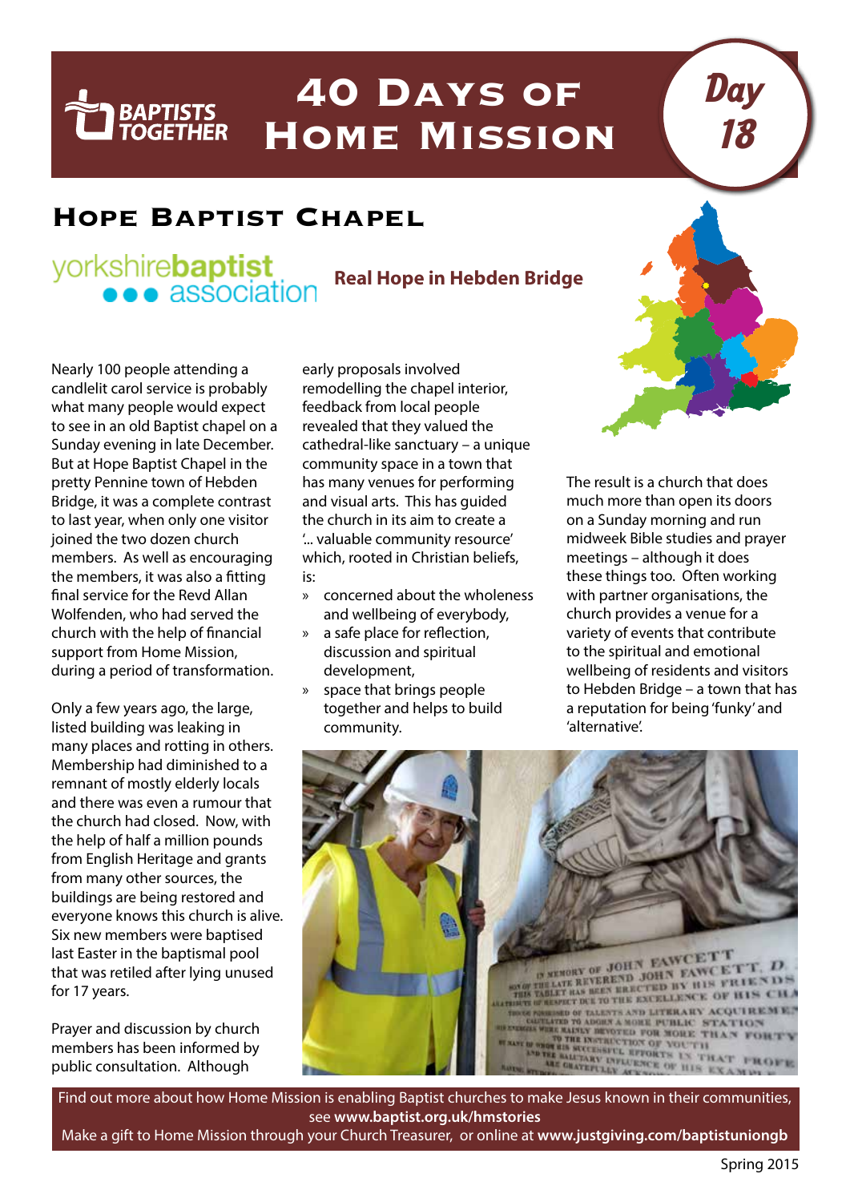# 40 Days of Home Mission

BAPTISTS TOGETHER

Day 18

## Hope Baptist Chapel

yorkshirebaptist association

**Real Hope in Hebden Bridge**

Nearly 100 people attending a candlelit carol service is probably what many people would expect to see in an old Baptist chapel on a Sunday evening in late December. But at Hope Baptist Chapel in the pretty Pennine town of Hebden Bridge, it was a complete contrast to last year, when only one visitor joined the two dozen church members. As well as encouraging the members, it was also a fitting final service for the Revd Allan Wolfenden, who had served the church with the help of financial support from Home Mission, during a period of transformation.

Only a few years ago, the large, listed building was leaking in many places and rotting in others. Membership had diminished to a remnant of mostly elderly locals and there was even a rumour that the church had closed. Now, with the help of half a million pounds from English Heritage and grants from many other sources, the buildings are being restored and everyone knows this church is alive. Six new members were baptised last Easter in the baptismal pool that was retiled after lying unused for 17 years.

Prayer and discussion by church members has been informed by public consultation. Although early proposals involved remodelling the chapel interior, feedback from local people revealed that they valued the cathedral-like sanctuary – a unique community space in a town that has many venues for performing and visual arts. This has guided the church in its aim to create a '... valuable community resource' which, rooted in Christian beliefs, is:

- concerned about the wholeness and wellbeing of everybody,
- a safe place for reflection, discussion and spiritual development,
- space that brings people together and helps to build community.

The result is a church that does much more than open its doors on a Sunday morning and run midweek Bible studies and prayer meetings – although it does these things too. Often working with partner organisations, the church provides a venue for a variety of events that contribute to the spiritual and emotional wellbeing of residents and visitors to Hebden Bridge – a town that has a reputation for being 'funky' and 'alternative'.

Find out more about how Home Mission is enabling Baptist churches to make Jesus known in their communities, see **www.baptist.org.uk/hmstories**

Make a gift to Home Mission through your Church Treasurer, or online at **www.justgiving.com/baptistuniongb**

Spring 2015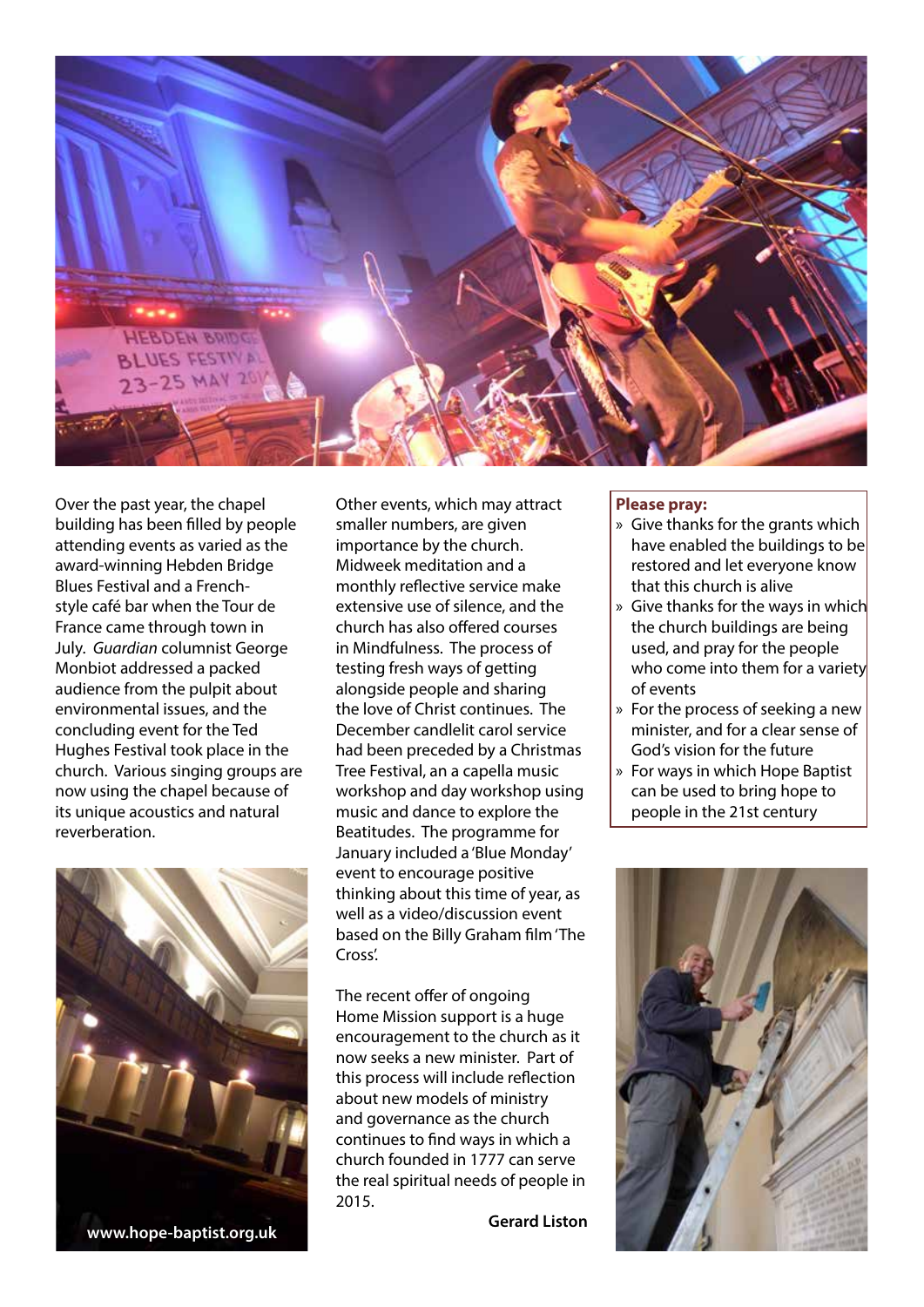Over the past year, the chapel building has been filled by people attending events as varied as the award-winning Hebden Bridge Blues Festival and a French-style café bar when the Tour de France came through town in July. *Guardian* columnist George Monbiot addressed a packed audience from the pulpit about environmental issues, and the concluding event for the Ted Hughes Festival took place in the church. Various singing groups are now using the chapel because of its unique acoustics and natural reverberation.

Other events, which may attract smaller numbers, are given importance by the church. Midweek meditation and a monthly reflective service make extensive use of silence, and the church has also offered courses in Mindfulness. The process of testing fresh ways of getting alongside people and sharing the love of Christ continues. The December candlelit carol service had been preceded by a Christmas Tree Festival, an a capella music workshop and day workshop using music and dance to explore the Beatitudes. The programme for January included a 'Blue Monday' event to encourage positive thinking about this time of year, as well as a video/discussion event based on the Billy Graham film 'The Cross'.

The recent offer of ongoing Home Mission support is a huge encouragement to the church as it now seeks a new minister. Part of this process will include reflection about new models of ministry and governance as the church continues to find ways in which a church founded in 1777 can serve the real spiritual needs of people in 2015.

**Gerard Liston**

**Please pray:**

- Give thanks for the grants which have enabled the buildings to be restored and let everyone know that this church is alive
- Give thanks for the ways in which the church buildings are being used, and pray for the people who come into them for a variety of events
- For the process of seeking a new minister, and for a clear sense of God's vision for the future
- For ways in which Hope Baptist can be used to bring hope to people in the 21st century

**www.hope-baptist.org.uk**